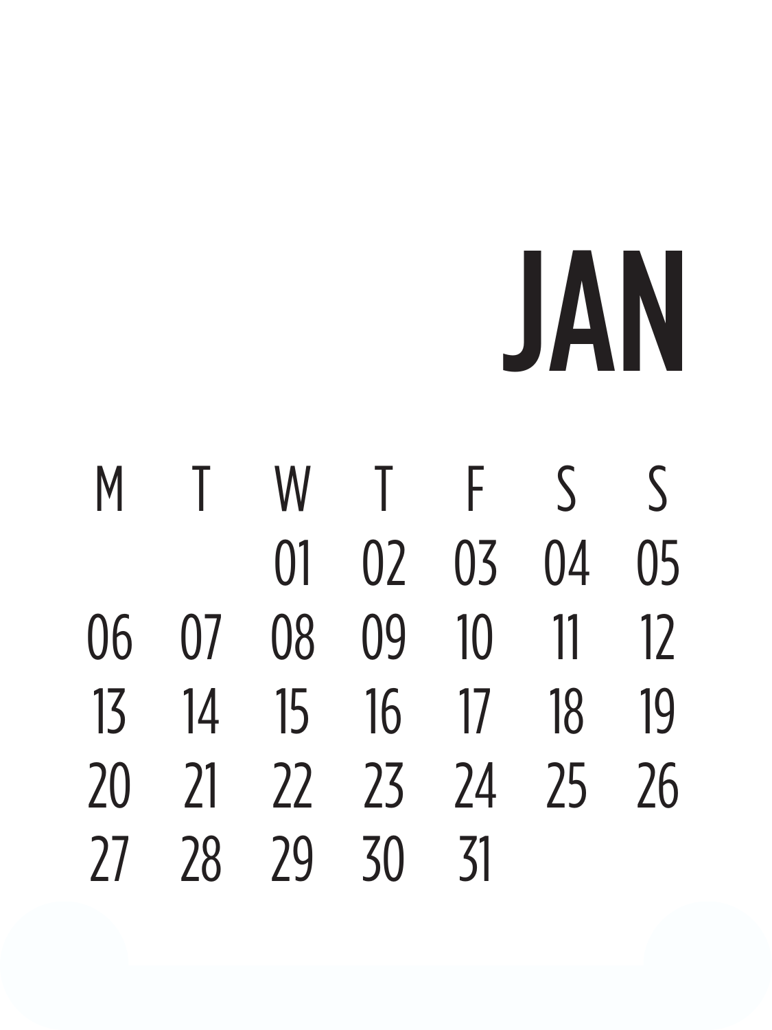# JAN

| M | T | W | T | F | S | S |
|---|---|---|---|---|---|---|
| | | 01 | 02 | 03 | 04 | 05 |
| 06 | 07 | 08 | 09 | 10 | 11 | 12 |
| 13 | 14 | 15 | 16 | 17 | 18 | 19 |
| 20 | 21 | 22 | 23 | 24 | 25 | 26 |
| 27 | 28 | 29 | 30 | 31 | | |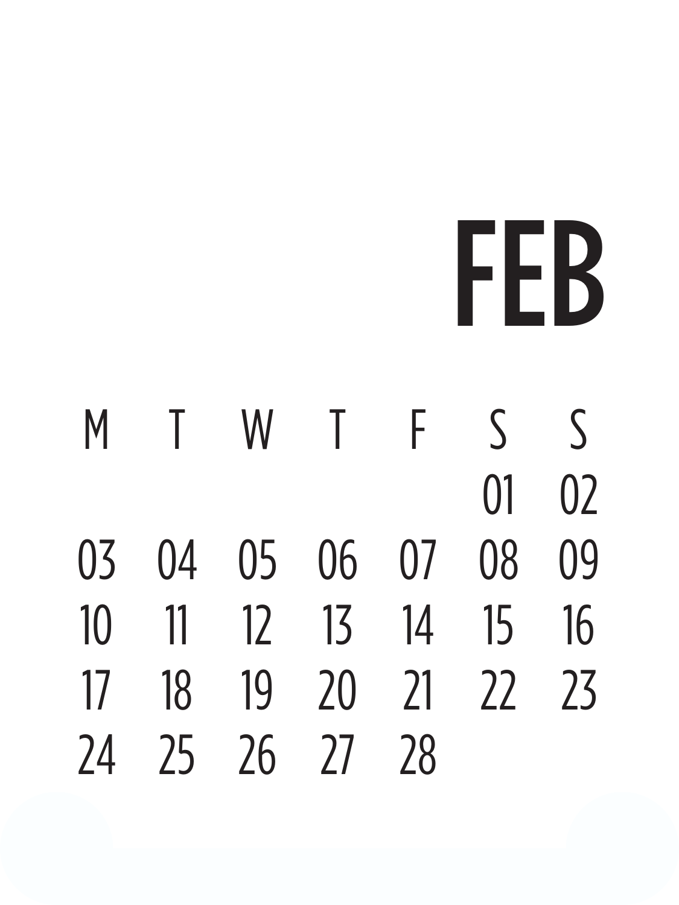# FEB

| M | T | W | T | F | S | S |
|---|---|---|---|---|---|---|
| | | | | | 01 | 02 |
| 03 | 04 | 05 | 06 | 07 | 08 | 09 |
| 10 | 11 | 12 | 13 | 14 | 15 | 16 |
| 17 | 18 | 19 | 20 | 21 | 22 | 23 |
| 24 | 25 | 26 | 27 | 28 | | |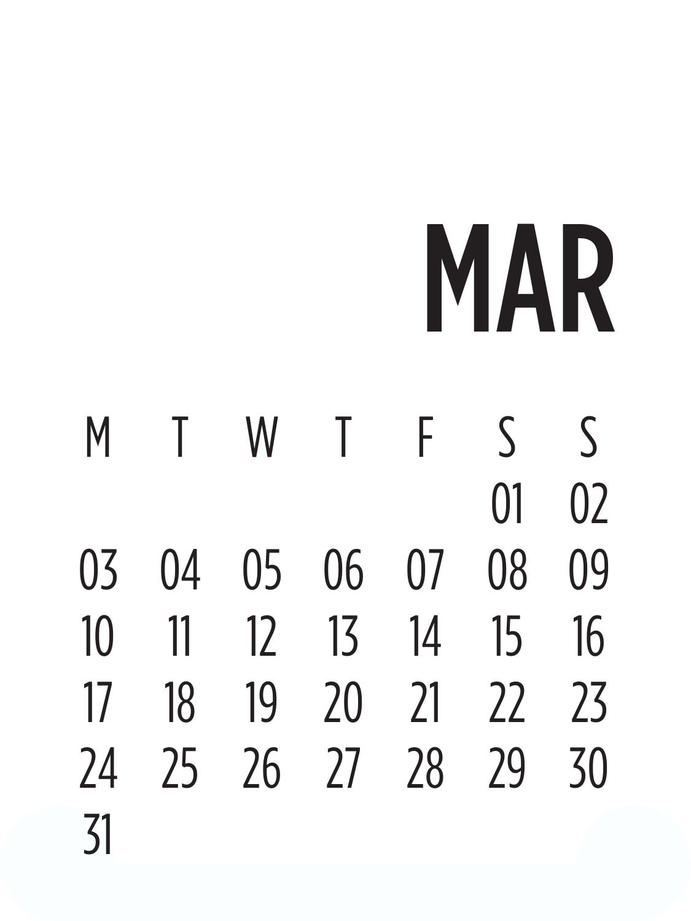# MAR

| M | T | W | T | F | S | S |
|---|---|---|---|---|---|---|
| | | | | | 01 | 02 |
| 03 | 04 | 05 | 06 | 07 | 08 | 09 |
| 10 | 11 | 12 | 13 | 14 | 15 | 16 |
| 17 | 18 | 19 | 20 | 21 | 22 | 23 |
| 24 | 25 | 26 | 27 | 28 | 29 | 30 |
| 31 | | | | | | |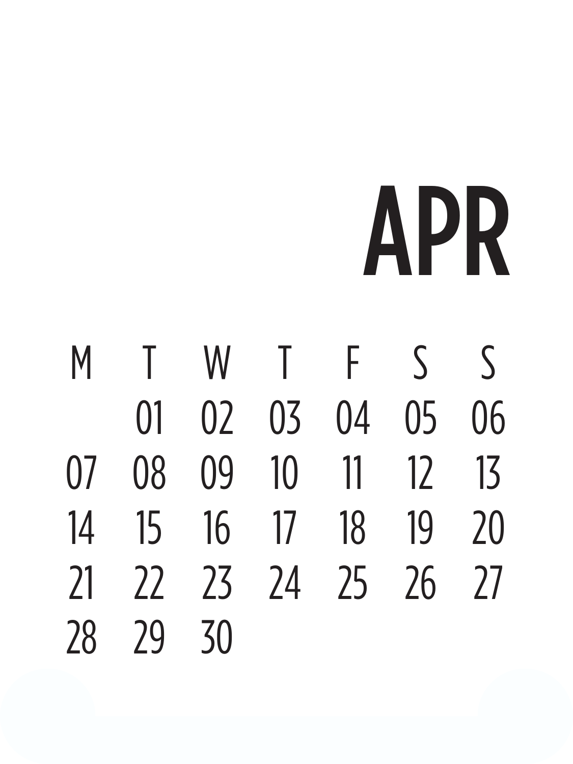# APR

| M | T | W | T | F | S | S |
|---|---|---|---|---|---|---|
| | 01 | 02 | 03 | 04 | 05 | 06 |
| 07 | 08 | 09 | 10 | 11 | 12 | 13 |
| 14 | 15 | 16 | 17 | 18 | 19 | 20 |
| 21 | 22 | 23 | 24 | 25 | 26 | 27 |
| 28 | 29 | 30 | | | | |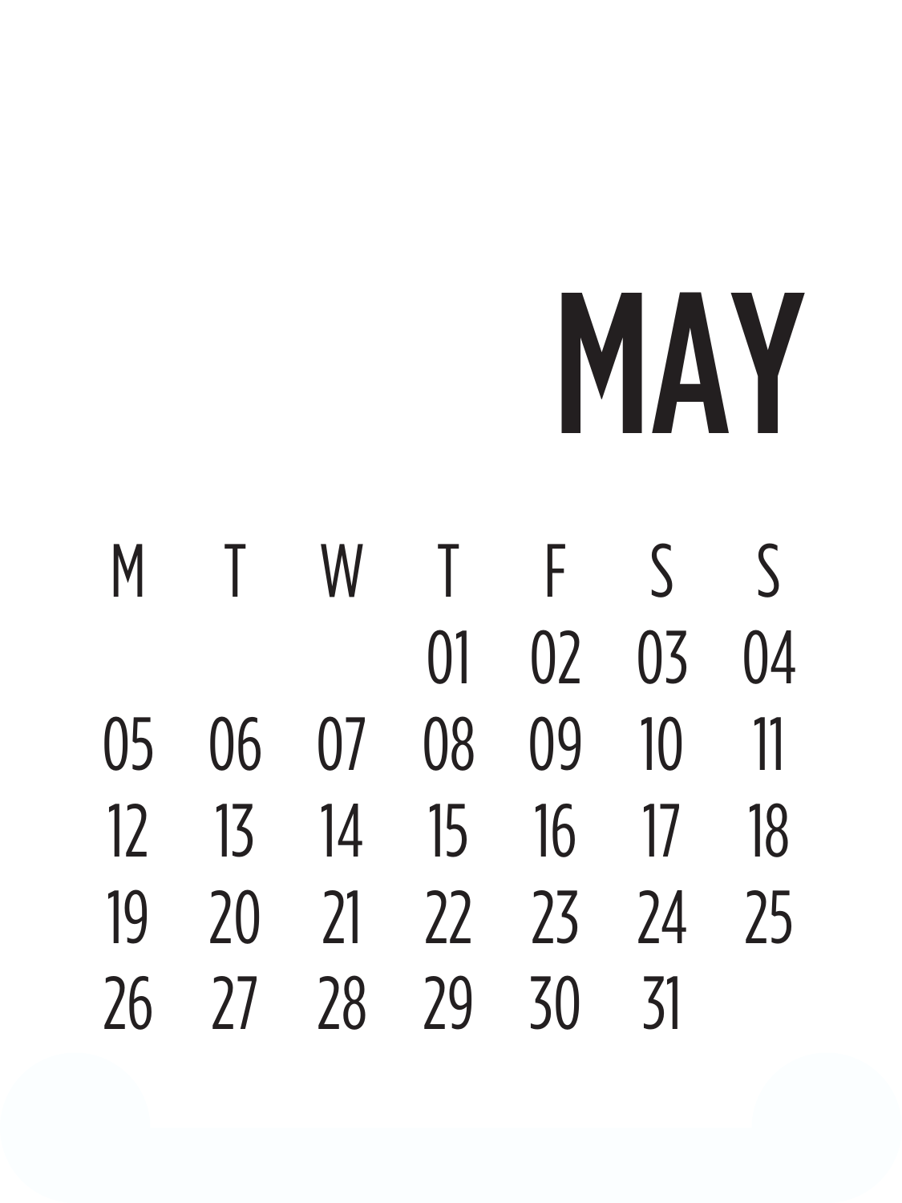# MAY

| M | T | W | T | F | S | S |
|---|---|---|---|---|---|---|
| | | | 01 | 02 | 03 | 04 |
| 05 | 06 | 07 | 08 | 09 | 10 | 11 |
| 12 | 13 | 14 | 15 | 16 | 17 | 18 |
| 19 | 20 | 21 | 22 | 23 | 24 | 25 |
| 26 | 27 | 28 | 29 | 30 | 31 | |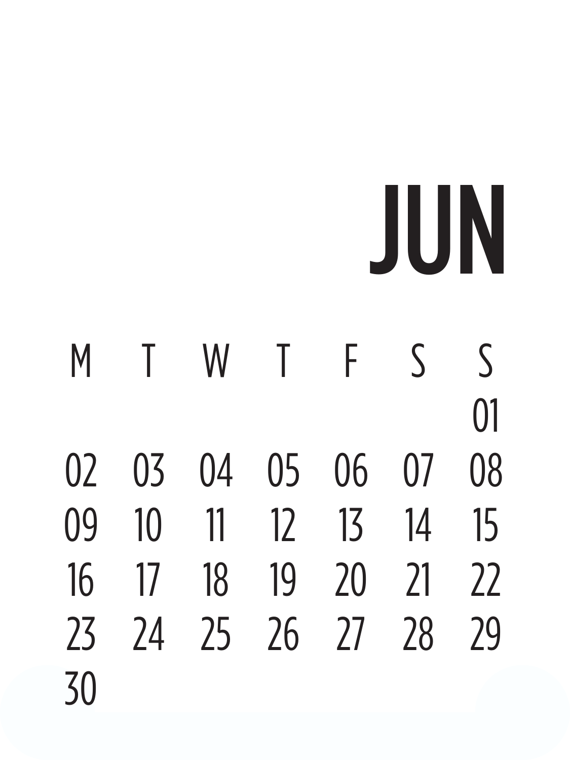# JUN

| M | T | W | T | F | S | S |
|---|---|---|---|---|---|---|
| | | | | | | 01 |
| 02 | 03 | 04 | 05 | 06 | 07 | 08 |
| 09 | 10 | 11 | 12 | 13 | 14 | 15 |
| 16 | 17 | 18 | 19 | 20 | 21 | 22 |
| 23 | 24 | 25 | 26 | 27 | 28 | 29 |
| 30 | | | | | | |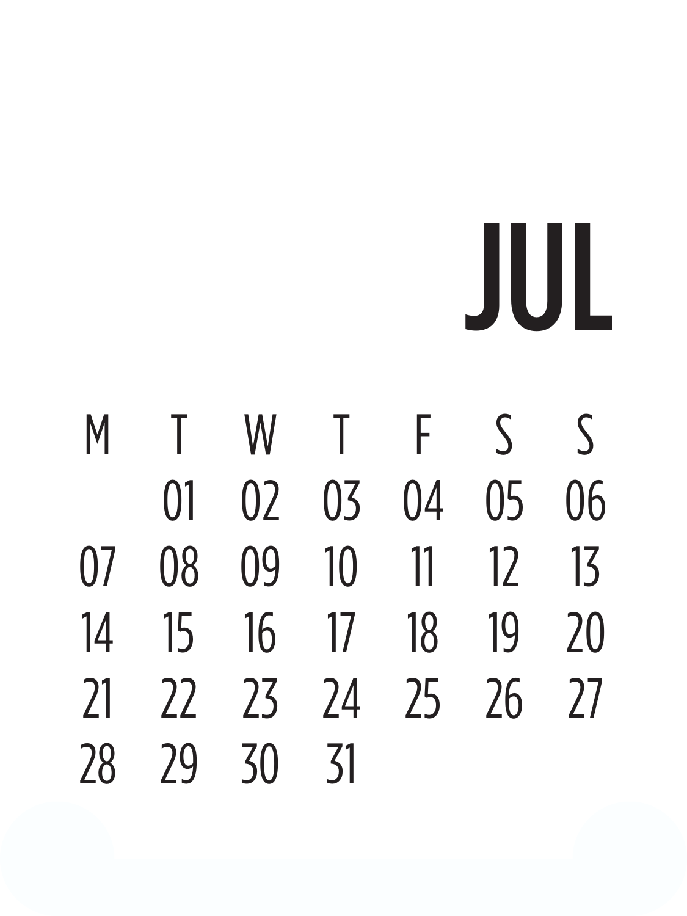# JUL

| M | T | W | T | F | S | S |
|---|---|---|---|---|---|---|
| | 01 | 02 | 03 | 04 | 05 | 06 |
| 07 | 08 | 09 | 10 | 11 | 12 | 13 |
| 14 | 15 | 16 | 17 | 18 | 19 | 20 |
| 21 | 22 | 23 | 24 | 25 | 26 | 27 |
| 28 | 29 | 30 | 31 | | | |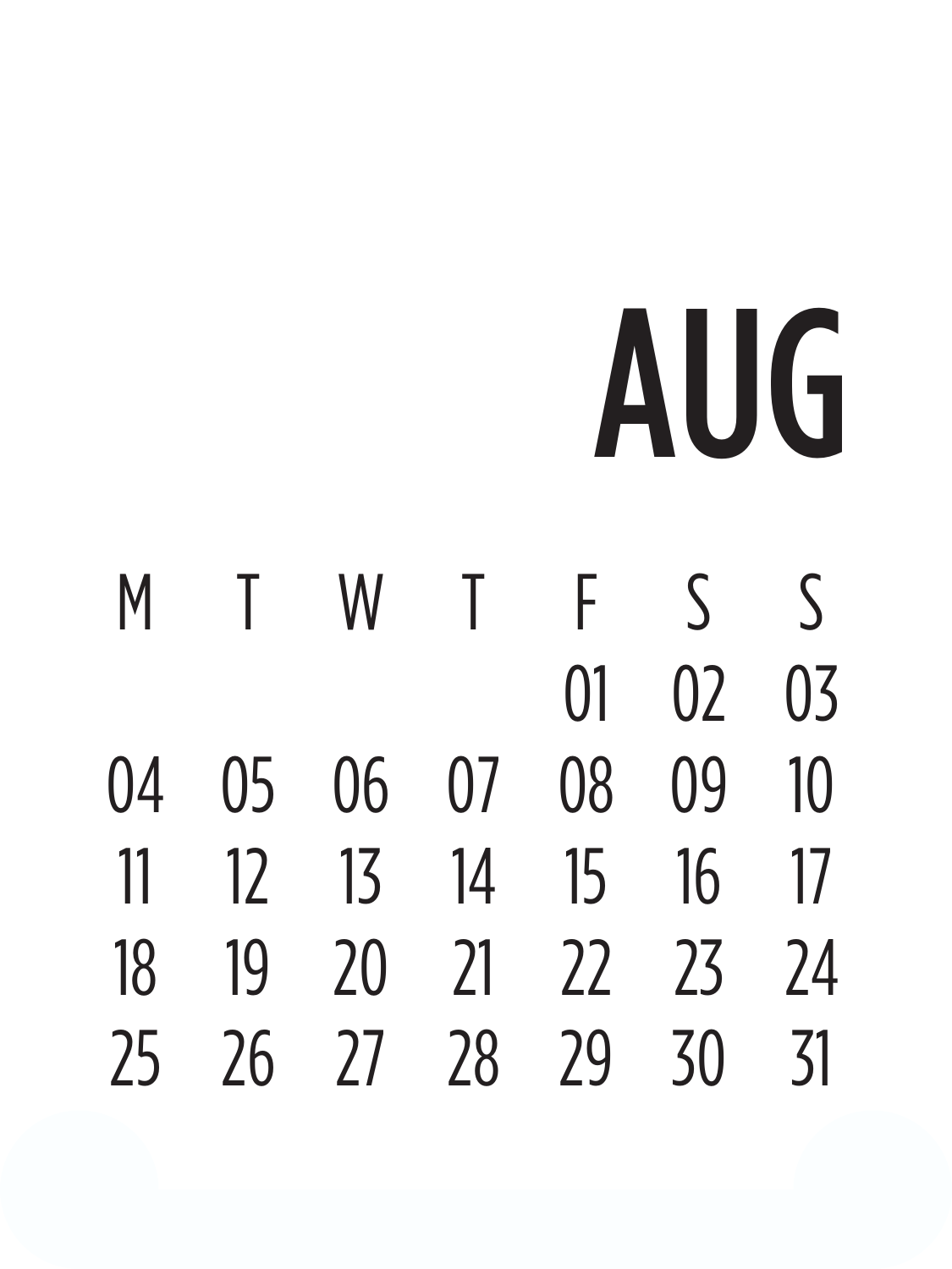# AUG

| M | T | W | T | F | S | S |
|---|---|---|---|---|---|---|
| | | | | 01 | 02 | 03 |
| 04 | 05 | 06 | 07 | 08 | 09 | 10 |
| 11 | 12 | 13 | 14 | 15 | 16 | 17 |
| 18 | 19 | 20 | 21 | 22 | 23 | 24 |
| 25 | 26 | 27 | 28 | 29 | 30 | 31 |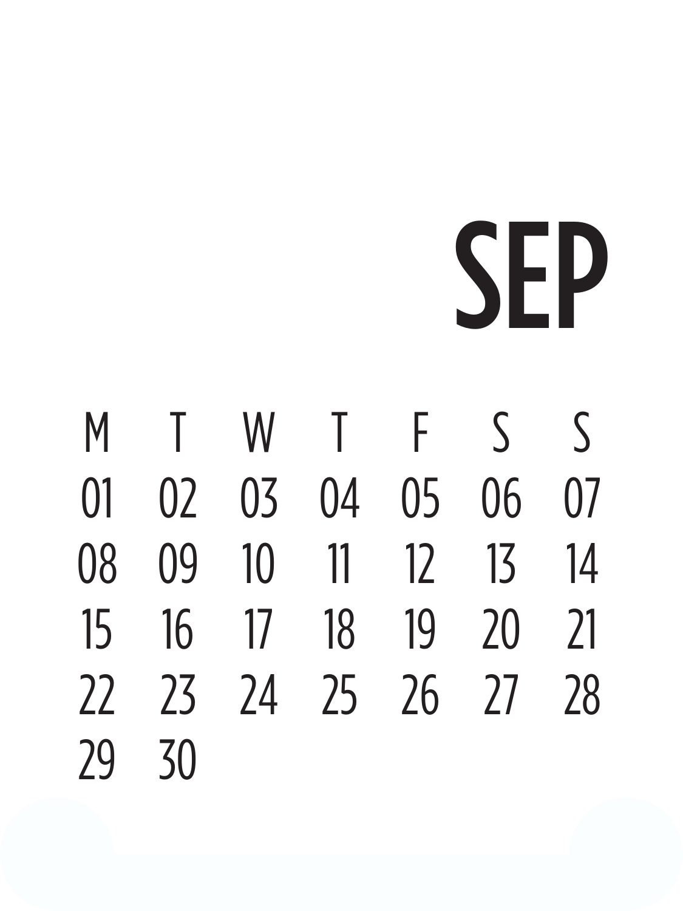# SEP

| M | T | W | T | F | S | S |
|---|---|---|---|---|---|---|
| 01 | 02 | 03 | 04 | 05 | 06 | 07 |
| 08 | 09 | 10 | 11 | 12 | 13 | 14 |
| 15 | 16 | 17 | 18 | 19 | 20 | 21 |
| 22 | 23 | 24 | 25 | 26 | 27 | 28 |
| 29 | 30 | | | | | |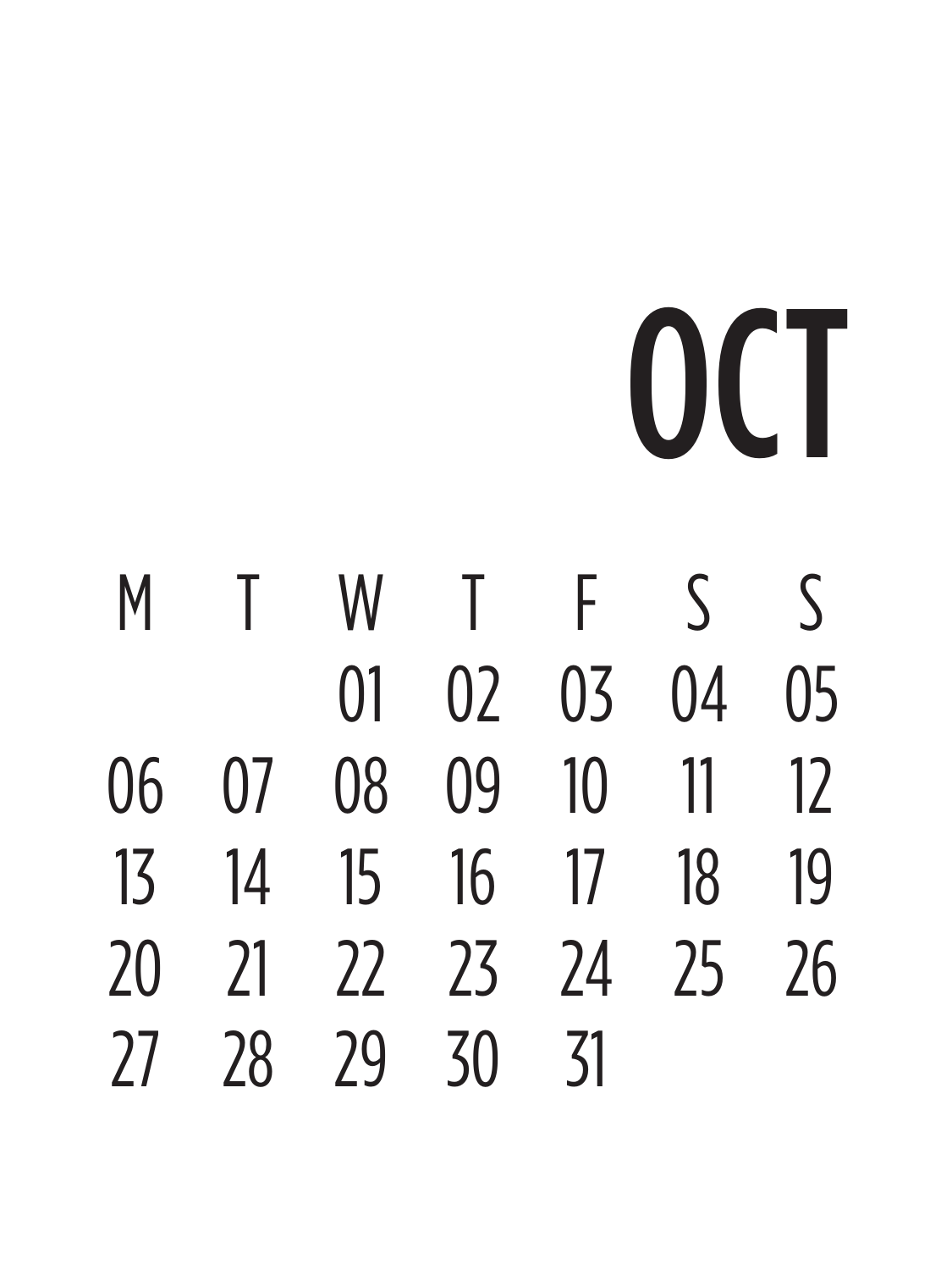# OCT

| M | T | W | T | F | S | S |
|---|---|---|---|---|---|---|
| | | 01 | 02 | 03 | 04 | 05 |
| 06 | 07 | 08 | 09 | 10 | 11 | 12 |
| 13 | 14 | 15 | 16 | 17 | 18 | 19 |
| 20 | 21 | 22 | 23 | 24 | 25 | 26 |
| 27 | 28 | 29 | 30 | 31 | | |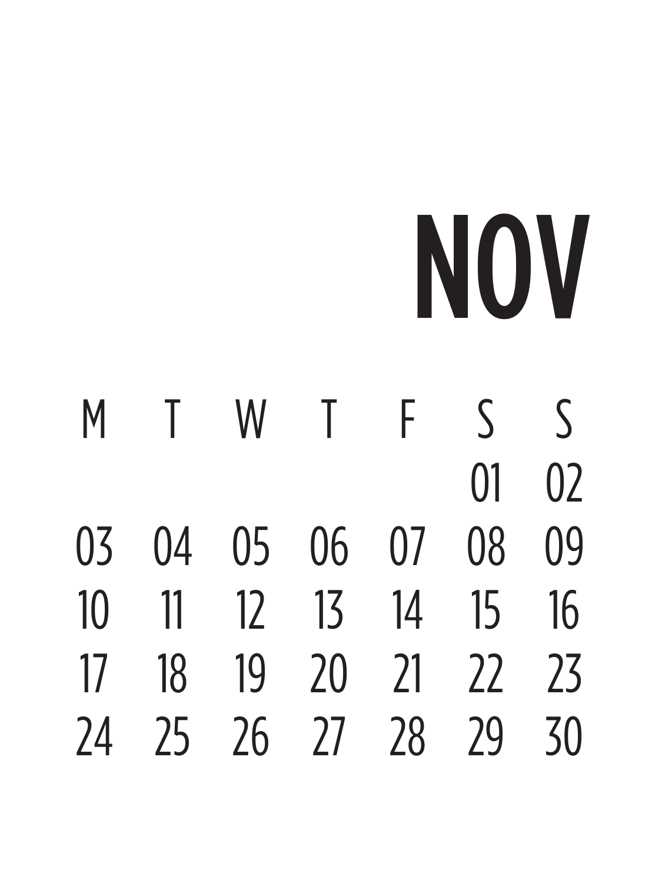# NOV

| M | T | W | T | F | S | S |
|---|---|---|---|---|---|---|
| | | | | | 01 | 02 |
| 03 | 04 | 05 | 06 | 07 | 08 | 09 |
| 10 | 11 | 12 | 13 | 14 | 15 | 16 |
| 17 | 18 | 19 | 20 | 21 | 22 | 23 |
| 24 | 25 | 26 | 27 | 28 | 29 | 30 |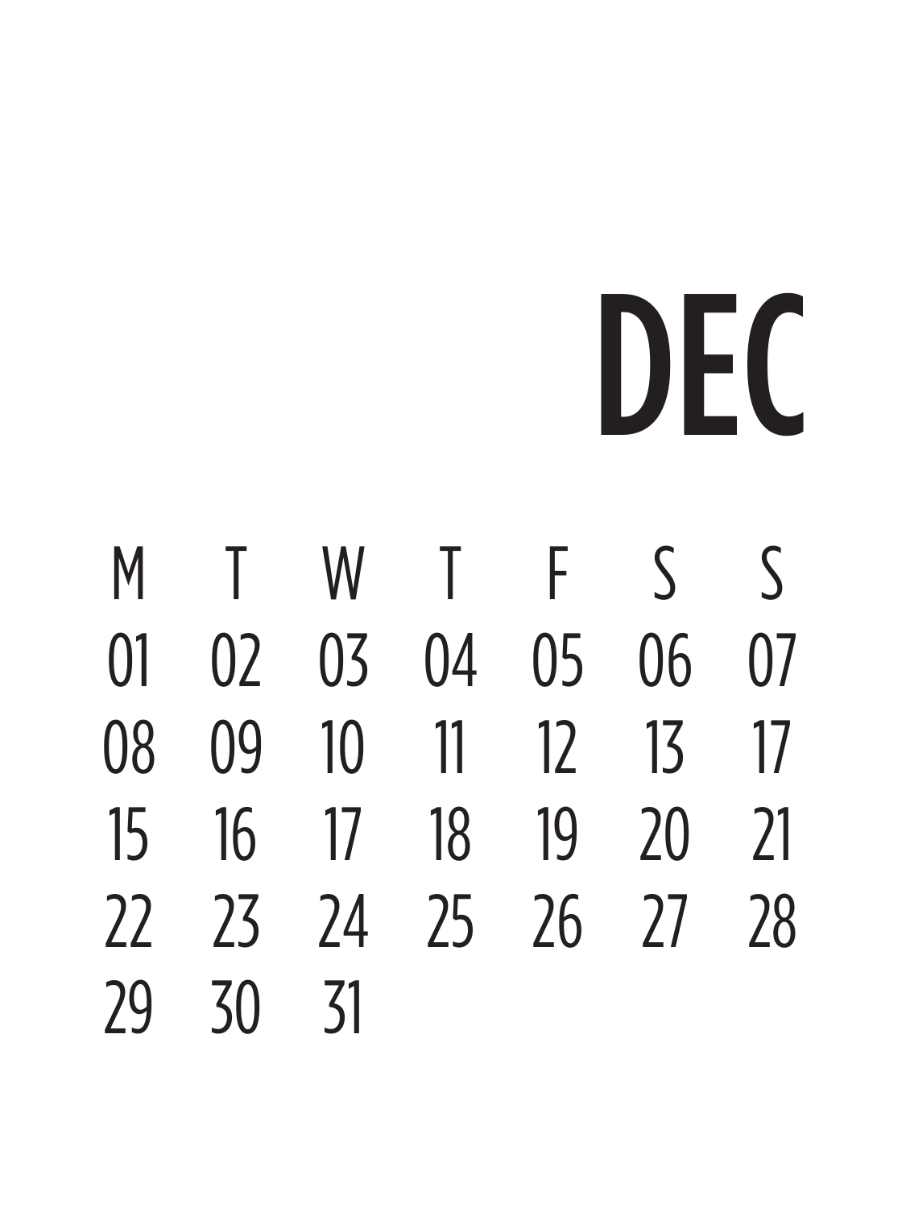# DEC

| M | T | W | T | F | S | S |
|---|---|---|---|---|---|---|
| 01 | 02 | 03 | 04 | 05 | 06 | 07 |
| 08 | 09 | 10 | 11 | 12 | 13 | 17 |
| 15 | 16 | 17 | 18 | 19 | 20 | 21 |
| 22 | 23 | 24 | 25 | 26 | 27 | 28 |
| 29 | 30 | 31 | | | | |